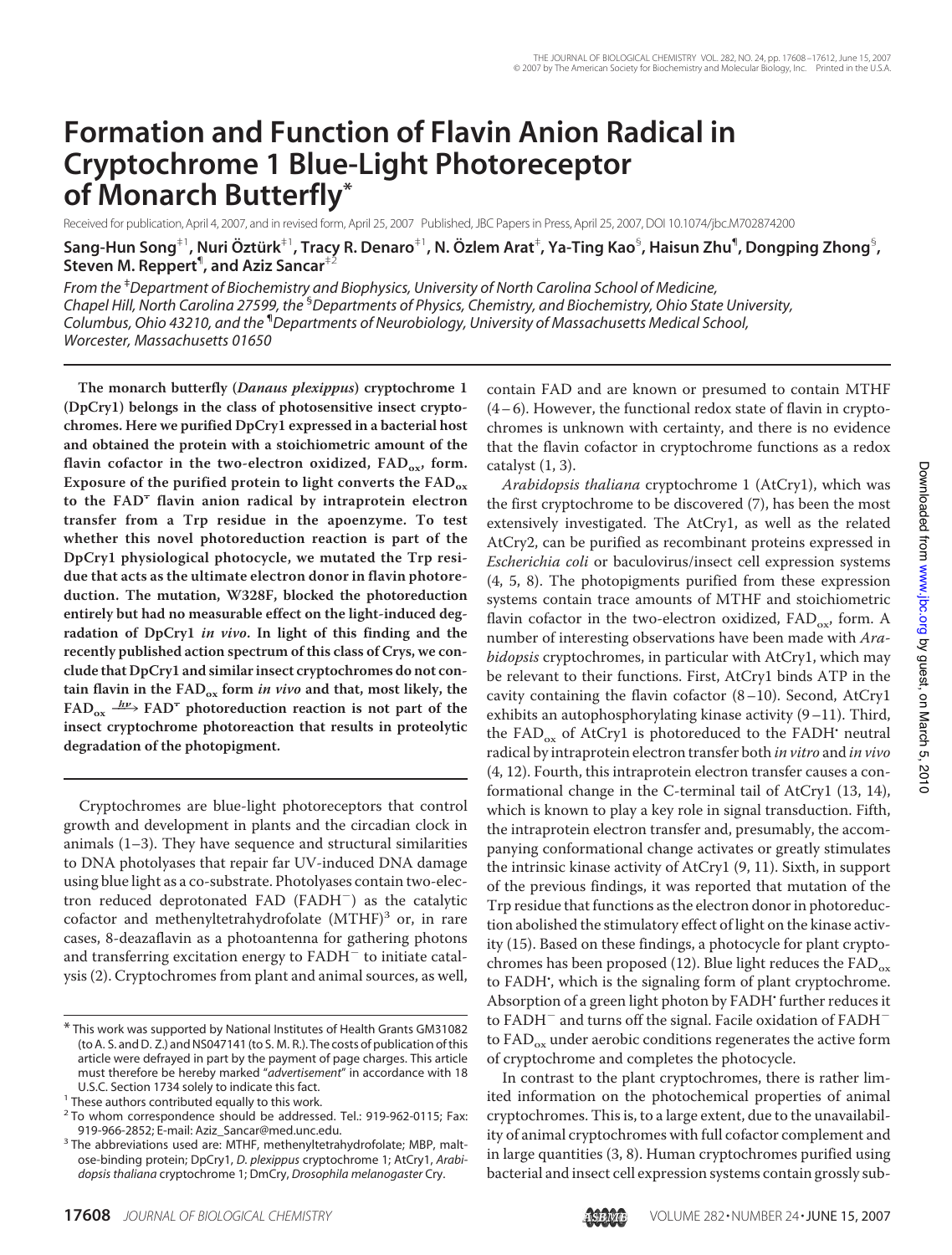# Formation and Function of Flavin Anion Radical in Cryptochrome 1 Blue-Light Photoreceptor of Monarch Butterfly*

Received for publication, April 4, 2007, and in revised form, April 25, 2007 Published, JBC Papers in Press, April 25, 2007, DOI 10.1074/jbc.M702874200

**Sang-Hun Song[‡1], Nuri Öztürk[‡1], Tracy R. Denaro[‡1], N. Özlem Arat[‡], Ya-Ting Kao[§], Haisun Zhu[¶], Dongping Zhong[§], Steven M. Reppert[¶], and Aziz Sancar[‡2]**

*From the [‡]Department of Biochemistry and Biophysics, University of North Carolina School of Medicine, Chapel Hill, North Carolina 27599, the [§]Departments of Physics, Chemistry, and Biochemistry, Ohio State University, Columbus, Ohio 43210, and the [¶]Departments of Neurobiology, University of Massachusetts Medical School, Worcester, Massachusetts 01650*

**The monarch butterfly (*Danaus plexippus*) cryptochrome 1 (DpCry1) belongs in the class of photosensitive insect cryptochromes. Here we purified DpCry1 expressed in a bacterial host and obtained the protein with a stoichiometric amount of the flavin cofactor in the two-electron oxidized, $FAD_{ox}$, form. Exposure of the purified protein to light converts the $FAD_{ox}$ to the $FAD^{\bar{\cdot}}$ flavin anion radical by intraprotein electron transfer from a Trp residue in the apoenzyme. To test whether this novel photoreduction reaction is part of the DpCry1 physiological photocycle, we mutated the Trp residue that acts as the ultimate electron donor in flavin photoreduction. The mutation, W328F, blocked the photoreduction entirely but had no measurable effect on the light-induced degradation of DpCry1 *in vivo*. In light of this finding and the recently published action spectrum of this class of Crys, we conclude that DpCry1 and similar insect cryptochromes do not contain flavin in the $FAD_{ox}$ form *in vivo* and that, most likely, the $FAD_{ox} \xrightarrow{h\nu} FAD^{\bar{\cdot}}$ photoreduction reaction is not part of the insect cryptochrome photoreaction that results in proteolytic degradation of the photopigment.**

Cryptochromes are blue-light photoreceptors that control growth and development in plants and the circadian clock in animals (1–3). They have sequence and structural similarities to DNA photolyases that repair far UV-induced DNA damage using blue light as a co-substrate. Photolyases contain two-electron reduced deprotonated FAD ($FADH^-$) as the catalytic cofactor and methenyltetrahydrofolate (MTHF)[3] or, in rare cases, 8-deazaflavin as a photoantenna for gathering photons and transferring excitation energy to $FADH^-$ to initiate catalysis (2). Cryptochromes from plant and animal sources, as well, contain FAD and are known or presumed to contain MTHF (4–6). However, the functional redox state of flavin in cryptochromes is unknown with certainty, and there is no evidence that the flavin cofactor in cryptochrome functions as a redox catalyst (1, 3).

*Arabidopsis thaliana* cryptochrome 1 (AtCry1), which was the first cryptochrome to be discovered (7), has been the most extensively investigated. The AtCry1, as well as the related AtCry2, can be purified as recombinant proteins expressed in *Escherichia coli* or baculovirus/insect cell expression systems (4, 5, 8). The photopigments purified from these expression systems contain trace amounts of MTHF and stoichiometric flavin cofactor in the two-electron oxidized, $FAD_{ox}$, form. A number of interesting observations have been made with *Arabidopsis* cryptochromes, in particular with AtCry1, which may be relevant to their functions. First, AtCry1 binds ATP in the cavity containing the flavin cofactor (8–10). Second, AtCry1 exhibits an autophosphorylating kinase activity (9–11). Third, the $FAD_{ox}$ of AtCry1 is photoreduced to the $FADH^{\cdot}$ neutral radical by intraprotein electron transfer both *in vitro* and *in vivo* (4, 12). Fourth, this intraprotein electron transfer causes a conformational change in the C-terminal tail of AtCry1 (13, 14), which is known to play a key role in signal transduction. Fifth, the intraprotein electron transfer and, presumably, the accompanying conformational change activates or greatly stimulates the intrinsic kinase activity of AtCry1 (9, 11). Sixth, in support of the previous findings, it was reported that mutation of the Trp residue that functions as the electron donor in photoreduction abolished the stimulatory effect of light on the kinase activity (15). Based on these findings, a photocycle for plant cryptochromes has been proposed (12). Blue light reduces the $FAD_{ox}$ to $FADH^{\cdot}$, which is the signaling form of plant cryptochrome. Absorption of a green light photon by $FADH^{\cdot}$ further reduces it to $FADH^-$ and turns off the signal. Facile oxidation of $FADH^-$ to $FAD_{ox}$ under aerobic conditions regenerates the active form of cryptochrome and completes the photocycle.

In contrast to the plant cryptochromes, there is rather limited information on the photochemical properties of animal cryptochromes. This is, to a large extent, due to the unavailability of animal cryptochromes with full cofactor complement and in large quantities (3, 8). Human cryptochromes purified using bacterial and insect cell expression systems contain grossly sub-

* This work was supported by National Institutes of Health Grants GM31082 (to A. S. and D. Z.) and NS047141 (to S. M. R.). The costs of publication of this article were defrayed in part by the payment of page charges. This article must therefore be hereby marked "*advertisement*" in accordance with 18 U.S.C. Section 1734 solely to indicate this fact.

[1] These authors contributed equally to this work.

[2] To whom correspondence should be addressed. Tel.: 919-962-0115; Fax: 919-966-2852; E-mail: Aziz_Sancar@med.unc.edu.

[3] The abbreviations used are: MTHF, methenyltetrahydrofolate; MBP, maltose-binding protein; DpCry1, *D. plexippus* cryptochrome 1; AtCry1, *Arabidopsis thaliana* cryptochrome 1; DmCry, *Drosophila melanogaster* Cry.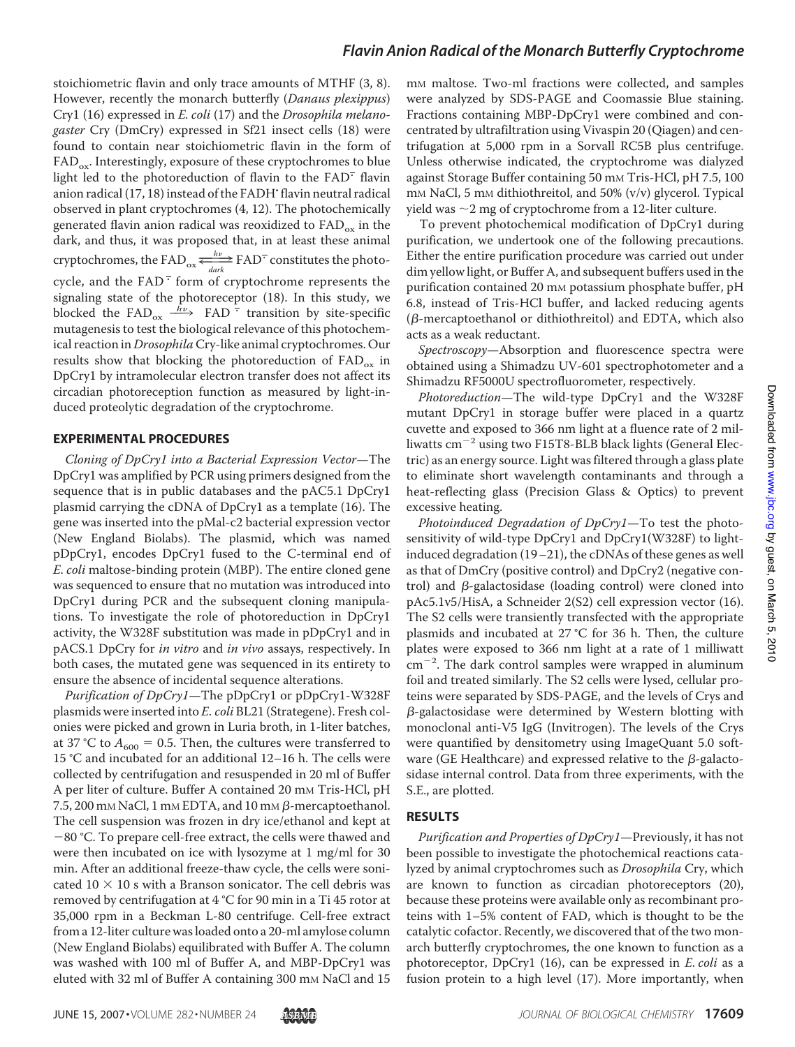stoichiometric flavin and only trace amounts of MTHF (3, 8). However, recently the monarch butterfly (*Danaus plexippus*) Cry1 (16) expressed in *E. coli* (17) and the *Drosophila melanogaster* Cry (DmCry) expressed in Sf21 insect cells (18) were found to contain near stoichiometric flavin in the form of $FAD_{ox}$. Interestingly, exposure of these cryptochromes to blue light led to the photoreduction of flavin to the $FAD^{\bar{\cdot}}$ flavin anion radical (17, 18) instead of the $FADH^{\cdot}$ flavin neutral radical observed in plant cryptochromes (4, 12). The photochemically generated flavin anion radical was reoxidized to $FAD_{ox}$ in the dark, and thus, it was proposed that, in at least these animal cryptochromes, the $FAD_{ox} \underset{dark}{\overset{h\nu}{\rightleftharpoons}} FAD^{\bar{\cdot}}$ constitutes the photocycle, and the $FAD^{\bar{\cdot}}$ form of cryptochrome represents the signaling state of the photoreceptor (18). In this study, we blocked the $FAD_{ox} \xrightarrow{h\nu} FAD^{\bar{\cdot}}$ transition by site-specific mutagenesis to test the biological relevance of this photochemical reaction in *Drosophila* Cry-like animal cryptochromes. Our results show that blocking the photoreduction of $FAD_{ox}$ in DpCry1 by intramolecular electron transfer does not affect its circadian photoreception function as measured by light-induced proteolytic degradation of the cryptochrome.

## EXPERIMENTAL PROCEDURES

*Cloning of DpCry1 into a Bacterial Expression Vector*—The DpCry1 was amplified by PCR using primers designed from the sequence that is in public databases and the pAC5.1 DpCry1 plasmid carrying the cDNA of DpCry1 as a template (16). The gene was inserted into the pMal-c2 bacterial expression vector (New England Biolabs). The plasmid, which was named pDpCry1, encodes DpCry1 fused to the C-terminal end of *E. coli* maltose-binding protein (MBP). The entire cloned gene was sequenced to ensure that no mutation was introduced into DpCry1 during PCR and the subsequent cloning manipulations. To investigate the role of photoreduction in DpCry1 activity, the W328F substitution was made in pDpCry1 and in pACS.1 DpCry for *in vitro* and *in vivo* assays, respectively. In both cases, the mutated gene was sequenced in its entirety to ensure the absence of incidental sequence alterations.

*Purification of DpCry1*—The pDpCry1 or pDpCry1-W328F plasmids were inserted into *E. coli* BL21 (Strategene). Fresh colonies were picked and grown in Luria broth, in 1-liter batches, at 37 °C to $A_{600} = 0.5$. Then, the cultures were transferred to 15 °C and incubated for an additional 12–16 h. The cells were collected by centrifugation and resuspended in 20 ml of Buffer A per liter of culture. Buffer A contained 20 mM Tris-HCl, pH 7.5, 200 mM NaCl, 1 mM EDTA, and 10 mM β-mercaptoethanol. The cell suspension was frozen in dry ice/ethanol and kept at −80 °C. To prepare cell-free extract, the cells were thawed and were then incubated on ice with lysozyme at 1 mg/ml for 30 min. After an additional freeze-thaw cycle, the cells were sonicated 10 × 10 s with a Branson sonicator. The cell debris was removed by centrifugation at 4 °C for 90 min in a Ti 45 rotor at 35,000 rpm in a Beckman L-80 centrifuge. Cell-free extract from a 12-liter culture was loaded onto a 20-ml amylose column (New England Biolabs) equilibrated with Buffer A. The column was washed with 100 ml of Buffer A, and MBP-DpCry1 was eluted with 32 ml of Buffer A containing 300 mM NaCl and 15 mM maltose. Two-ml fractions were collected, and samples were analyzed by SDS-PAGE and Coomassie Blue staining. Fractions containing MBP-DpCry1 were combined and concentrated by ultrafiltration using Vivaspin 20 (Qiagen) and centrifugation at 5,000 rpm in a Sorvall RC5B plus centrifuge. Unless otherwise indicated, the cryptochrome was dialyzed against Storage Buffer containing 50 mM Tris-HCl, pH 7.5, 100 mM NaCl, 5 mM dithiothreitol, and 50% (v/v) glycerol. Typical yield was ~2 mg of cryptochrome from a 12-liter culture.

To prevent photochemical modification of DpCry1 during purification, we undertook one of the following precautions. Either the entire purification procedure was carried out under dim yellow light, or Buffer A, and subsequent buffers used in the purification contained 20 mM potassium phosphate buffer, pH 6.8, instead of Tris-HCl buffer, and lacked reducing agents (β-mercaptoethanol or dithiothreitol) and EDTA, which also acts as a weak reductant.

*Spectroscopy*—Absorption and fluorescence spectra were obtained using a Shimadzu UV-601 spectrophotometer and a Shimadzu RF5000U spectrofluorometer, respectively.

*Photoreduction*—The wild-type DpCry1 and the W328F mutant DpCry1 in storage buffer were placed in a quartz cuvette and exposed to 366 nm light at a fluence rate of 2 milliwatts $cm^{-2}$ using two F15T8-BLB black lights (General Electric) as an energy source. Light was filtered through a glass plate to eliminate short wavelength contaminants and through a heat-reflecting glass (Precision Glass & Optics) to prevent excessive heating.

*Photoinduced Degradation of DpCry1*—To test the photosensitivity of wild-type DpCry1 and DpCry1(W328F) to light-induced degradation (19–21), the cDNAs of these genes as well as that of DmCry (positive control) and DpCry2 (negative control) and β-galactosidase (loading control) were cloned into pAc5.1v5/HisA, a Schneider 2(S2) cell expression vector (16). The S2 cells were transiently transfected with the appropriate plasmids and incubated at 27 °C for 36 h. Then, the culture plates were exposed to 366 nm light at a rate of 1 milliwatt $cm^{-2}$. The dark control samples were wrapped in aluminum foil and treated similarly. The S2 cells were lysed, cellular proteins were separated by SDS-PAGE, and the levels of Crys and β-galactosidase were determined by Western blotting with monoclonal anti-V5 IgG (Invitrogen). The levels of the Crys were quantified by densitometry using ImageQuant 5.0 software (GE Healthcare) and expressed relative to the β-galactosidase internal control. Data from three experiments, with the S.E., are plotted.

## RESULTS

*Purification and Properties of DpCry1*—Previously, it has not been possible to investigate the photochemical reactions catalyzed by animal cryptochromes such as *Drosophila* Cry, which are known to function as circadian photoreceptors (20), because these proteins were available only as recombinant proteins with 1–5% content of FAD, which is thought to be the catalytic cofactor. Recently, we discovered that of the two monarch butterfly cryptochromes, the one known to function as a photoreceptor, DpCry1 (16), can be expressed in *E. coli* as a fusion protein to a high level (17). More importantly, when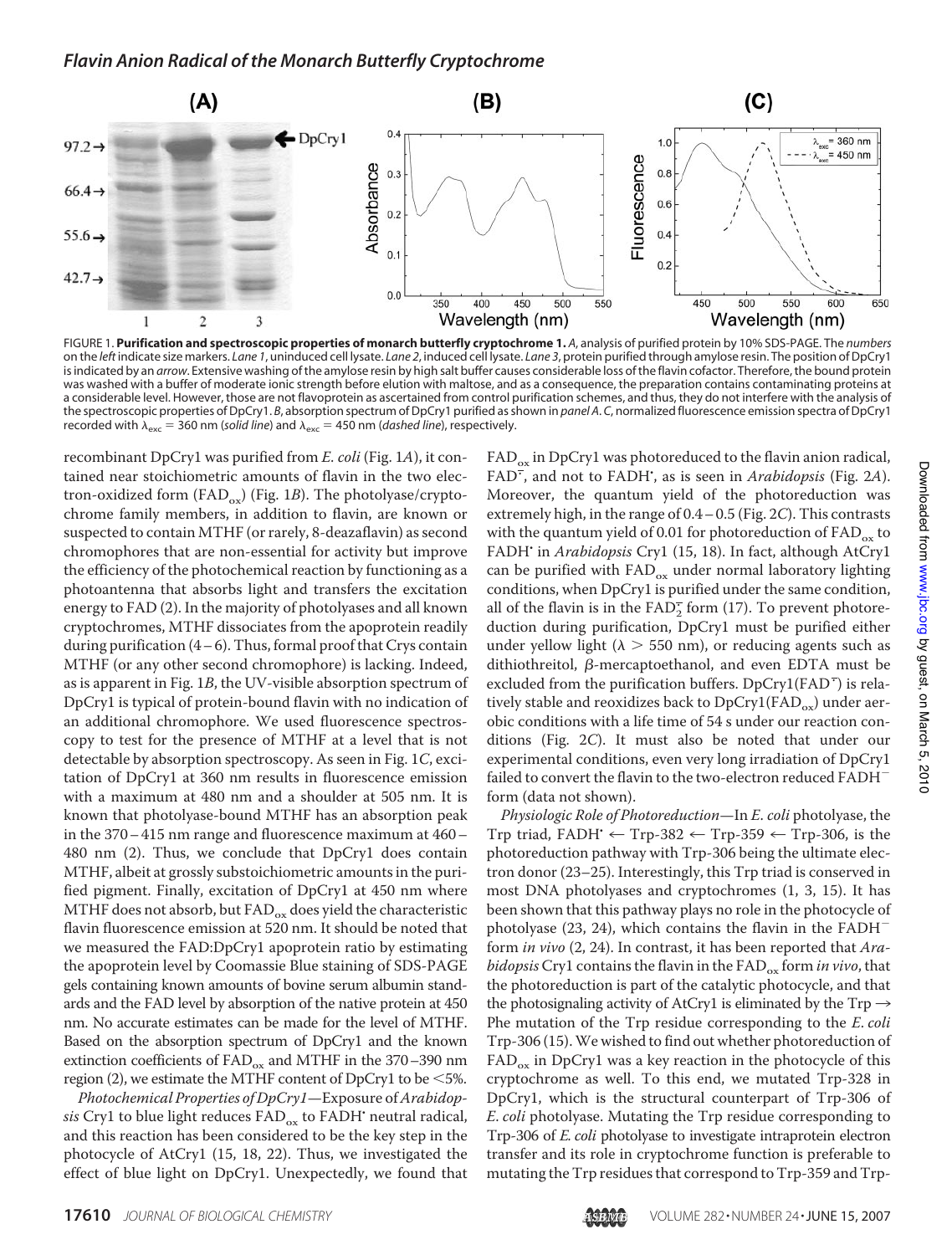FIGURE 1. **Purification and spectroscopic properties of monarch butterfly cryptochrome 1.** *A*, analysis of purified protein by 10% SDS-PAGE. The *numbers* on the *left* indicate size markers. *Lane 1*, uninduced cell lysate. *Lane 2*, induced cell lysate. *Lane 3*, protein purified through amylose resin. The position of DpCry1 is indicated by an *arrow*. Extensive washing of the amylose resin by high salt buffer causes considerable loss of the flavin cofactor. Therefore, the bound protein was washed with a buffer of moderate ionic strength before elution with maltose, and as a consequence, the preparation contains contaminating proteins at a considerable level. However, those are not flavoprotein as ascertained from control purification schemes, and thus, they do not interfere with the analysis of the spectroscopic properties of DpCry1. *B*, absorption spectrum of DpCry1 purified as shown in *panel A*. *C*, normalized fluorescence emission spectra of DpCry1 recorded with $\lambda_{exc}$ = 360 nm (*solid line*) and $\lambda_{exc}$ = 450 nm (*dashed line*), respectively.

recombinant DpCry1 was purified from *E. coli* (Fig. 1*A*), it contained near stoichiometric amounts of flavin in the two electron-oxidized form ($FAD_{ox}$) (Fig. 1*B*). The photolyase/cryptochrome family members, in addition to flavin, are known or suspected to contain MTHF (or rarely, 8-deazaflavin) as second chromophores that are non-essential for activity but improve the efficiency of the photochemical reaction by functioning as a photoantenna that absorbs light and transfers the excitation energy to FAD (2). In the majority of photolyases and all known cryptochromes, MTHF dissociates from the apoprotein readily during purification (4–6). Thus, formal proof that Crys contain MTHF (or any other second chromophore) is lacking. Indeed, as is apparent in Fig. 1*B*, the UV-visible absorption spectrum of DpCry1 is typical of protein-bound flavin with no indication of an additional chromophore. We used fluorescence spectroscopy to test for the presence of MTHF at a level that is not detectable by absorption spectroscopy. As seen in Fig. 1*C*, excitation of DpCry1 at 360 nm results in fluorescence emission with a maximum at 480 nm and a shoulder at 505 nm. It is known that photolyase-bound MTHF has an absorption peak in the 370–415 nm range and fluorescence maximum at 460–480 nm (2). Thus, we conclude that DpCry1 does contain MTHF, albeit at grossly substoichiometric amounts in the purified pigment. Finally, excitation of DpCry1 at 450 nm where MTHF does not absorb, but $FAD_{ox}$ does yield the characteristic flavin fluorescence emission at 520 nm. It should be noted that we measured the FAD:DpCry1 apoprotein ratio by estimating the apoprotein level by Coomassie Blue staining of SDS-PAGE gels containing known amounts of bovine serum albumin standards and the FAD level by absorption of the native protein at 450 nm. No accurate estimates can be made for the level of MTHF. Based on the absorption spectrum of DpCry1 and the known extinction coefficients of $FAD_{ox}$ and MTHF in the 370–390 nm region (2), we estimate the MTHF content of DpCry1 to be <5%.

*Photochemical Properties of DpCry1*—Exposure of *Arabidopsis* Cry1 to blue light reduces $FAD_{ox}$ to $FADH^{\bullet}$ neutral radical, and this reaction has been considered to be the key step in the photocycle of AtCry1 (15, 18, 22). Thus, we investigated the effect of blue light on DpCry1. Unexpectedly, we found that $FAD_{ox}$ in DpCry1 was photoreduced to the flavin anion radical, $FAD^{\bullet-}$, and not to $FADH^{\bullet}$, as is seen in *Arabidopsis* (Fig. 2*A*). Moreover, the quantum yield of the photoreduction was extremely high, in the range of 0.4–0.5 (Fig. 2*C*). This contrasts with the quantum yield of 0.01 for photoreduction of $FAD_{ox}$ to $FADH^{\bullet}$ in *Arabidopsis* Cry1 (15, 18). In fact, although AtCry1 can be purified with $FAD_{ox}$ under normal laboratory lighting conditions, when DpCry1 is purified under the same condition, all of the flavin is in the $FAD_2^{\bullet-}$ form (17). To prevent photoreduction during purification, DpCry1 must be purified either under yellow light ($\lambda$ > 550 nm), or reducing agents such as dithiothreitol, β-mercaptoethanol, and even EDTA must be excluded from the purification buffers. DpCry1($FAD^{\bullet-}$) is relatively stable and reoxidizes back to DpCry1($FAD_{ox}$) under aerobic conditions with a life time of 54 s under our reaction conditions (Fig. 2*C*). It must also be noted that under our experimental conditions, even very long irradiation of DpCry1 failed to convert the flavin to the two-electron reduced $FADH^-$ form (data not shown).

*Physiologic Role of Photoreduction*—In *E. coli* photolyase, the Trp triad, $FADH^{\bullet}$ ← Trp-382 ← Trp-359 ← Trp-306, is the photoreduction pathway with Trp-306 being the ultimate electron donor (23–25). Interestingly, this Trp triad is conserved in most DNA photolyases and cryptochromes (1, 3, 15). It has been shown that this pathway plays no role in the photocycle of photolyase (23, 24), which contains the flavin in the $FADH^-$ form *in vivo* (2, 24). In contrast, it has been reported that *Arabidopsis* Cry1 contains the flavin in the $FAD_{ox}$ form *in vivo*, that the photoreduction is part of the catalytic photocycle, and that the photosignaling activity of AtCry1 is eliminated by the Trp → Phe mutation of the Trp residue corresponding to the *E. coli* Trp-306 (15). We wished to find out whether photoreduction of $FAD_{ox}$ in DpCry1 was a key reaction in the photocycle of this cryptochrome as well. To this end, we mutated Trp-328 in DpCry1, which is the structural counterpart of Trp-306 of *E. coli* photolyase. Mutating the Trp residue corresponding to Trp-306 of *E. coli* photolyase to investigate intraprotein electron transfer and its role in cryptochrome function is preferable to mutating the Trp residues that correspond to Trp-359 and Trp-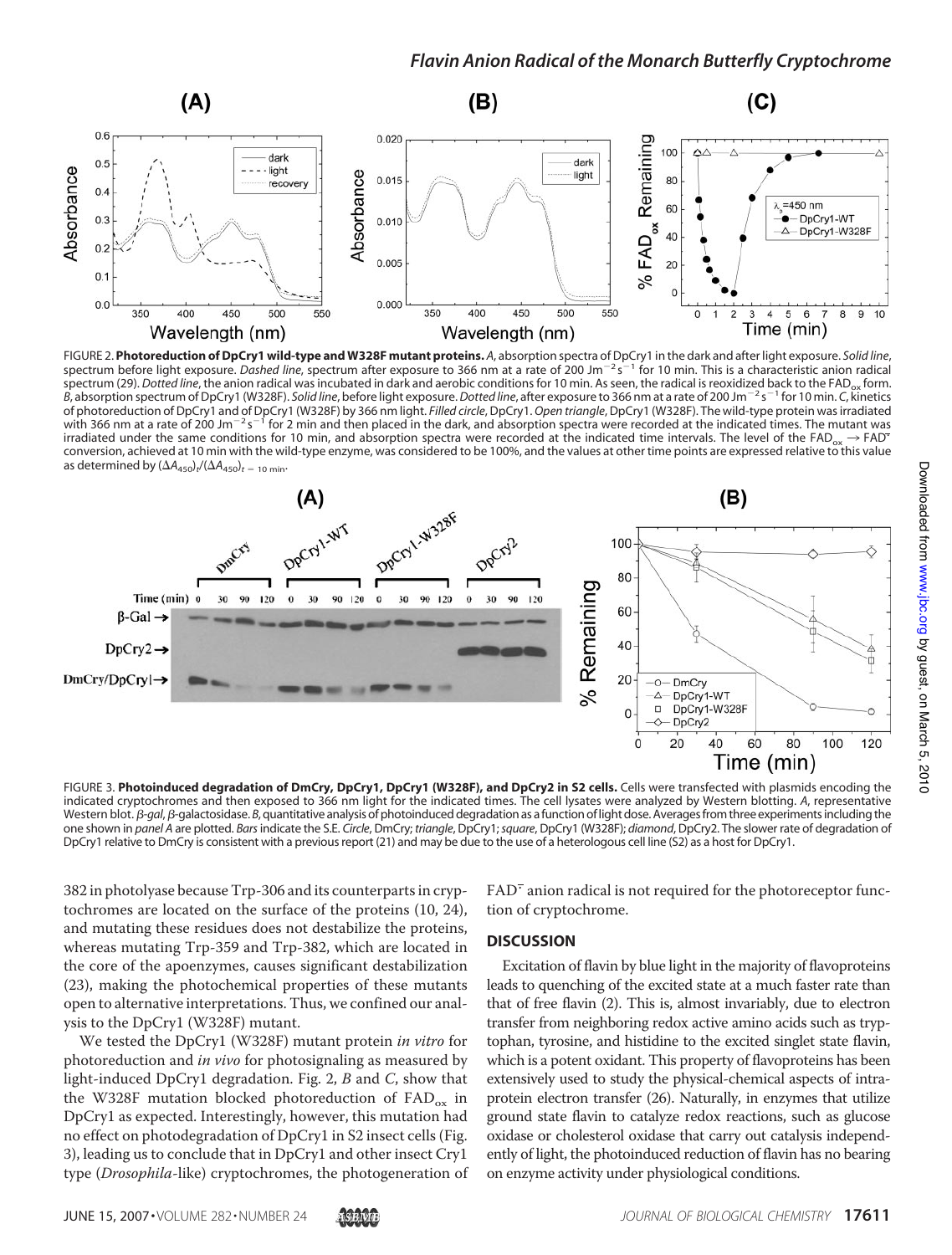FIGURE 2. **Photoreduction of DpCry1 wild-type and W328F mutant proteins.** *A*, absorption spectra of DpCry1 in the dark and after light exposure. *Solid line*, spectrum before light exposure. *Dashed line*, spectrum after exposure to 366 nm at a rate of 200 $Jm^{-2}s^{-1}$ for 10 min. This is a characteristic anion radical spectrum (29). *Dotted line*, the anion radical was incubated in dark and aerobic conditions for 10 min. As seen, the radical is reoxidized back to the $FAD_{ox}$ form. *B*, absorption spectrum of DpCry1 (W328F). *Solid line*, before light exposure. *Dotted line*, after exposure to 366 nm at a rate of 200 $Jm^{-2}s^{-1}$ for 10 min. *C*, kinetics of photoreduction of DpCry1 and of DpCry1 (W328F) by 366 nm light. *Filled circle*, DpCry1. *Open triangle*, DpCry1 (W328F). The wild-type protein was irradiated with 366 nm at a rate of 200 $Jm^{-2}s^{-1}$ for 2 min and then placed in the dark, and absorption spectra were recorded at the indicated times. The mutant was irradiated under the same conditions for 10 min, and absorption spectra were recorded at the indicated time intervals. The level of the $FAD_{ox} \rightarrow FAD^{\bar{\cdot}}$ conversion, achieved at 10 min with the wild-type enzyme, was considered to be 100%, and the values at other time points are expressed relative to this value as determined by $(\Delta A_{450})_t/(\Delta A_{450})_{t=10\ min}$.

FIGURE 3. **Photoinduced degradation of DmCry, DpCry1, DpCry1 (W328F), and DpCry2 in S2 cells.** Cells were transfected with plasmids encoding the indicated cryptochromes and then exposed to 366 nm light for the indicated times. The cell lysates were analyzed by Western blotting. *A*, representative Western blot. *β-gal*, β-galactosidase. *B*, quantitative analysis of photoinduced degradation as a function of light dose. Averages from three experiments including the one shown in *panel A* are plotted. *Bars* indicate the S.E. *Circle*, DmCry; *triangle*, DpCry1; *square*, DpCry1 (W328F); *diamond*, DpCry2. The slower rate of degradation of DpCry1 relative to DmCry is consistent with a previous report (21) and may be due to the use of a heterologous cell line (S2) as a host for DpCry1.

382 in photolyase because Trp-306 and its counterparts in cryptochromes are located on the surface of the proteins (10, 24), and mutating these residues does not destabilize the proteins, whereas mutating Trp-359 and Trp-382, which are located in the core of the apoenzymes, causes significant destabilization (23), making the photochemical properties of these mutants open to alternative interpretations. Thus, we confined our analysis to the DpCry1 (W328F) mutant.

We tested the DpCry1 (W328F) mutant protein *in vitro* for photoreduction and *in vivo* for photosignaling as measured by light-induced DpCry1 degradation. Fig. 2, *B* and *C*, show that the W328F mutation blocked photoreduction of $FAD_{ox}$ in DpCry1 as expected. Interestingly, however, this mutation had no effect on photodegradation of DpCry1 in S2 insect cells (Fig. 3), leading us to conclude that in DpCry1 and other insect Cry1 type (*Drosophila*-like) cryptochromes, the photogeneration of $FAD^{\bar{\cdot}}$ anion radical is not required for the photoreceptor function of cryptochrome.

## DISCUSSION

Excitation of flavin by blue light in the majority of flavoproteins leads to quenching of the excited state at a much faster rate than that of free flavin (2). This is, almost invariably, due to electron transfer from neighboring redox active amino acids such as tryptophan, tyrosine, and histidine to the excited singlet state flavin, which is a potent oxidant. This property of flavoproteins has been extensively used to study the physical-chemical aspects of intraprotein electron transfer (26). Naturally, in enzymes that utilize ground state flavin to catalyze redox reactions, such as glucose oxidase or cholesterol oxidase that carry out catalysis independently of light, the photoinduced reduction of flavin has no bearing on enzyme activity under physiological conditions.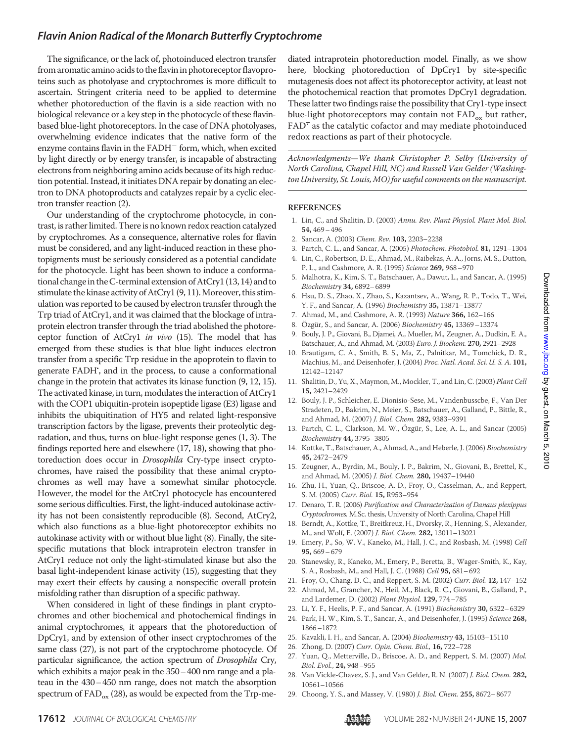The significance, or the lack of, photoinduced electron transfer from aromatic amino acids to the flavin in photoreceptor flavoproteins such as photolyase and cryptochromes is more difficult to ascertain. Stringent criteria need to be applied to determine whether photoreduction of the flavin is a side reaction with no biological relevance or a key step in the photocycle of these flavin-based blue-light photoreceptors. In the case of DNA photolyases, overwhelming evidence indicates that the native form of the enzyme contains flavin in the $FADH^-$ form, which, when excited by light directly or by energy transfer, is incapable of abstracting electrons from neighboring amino acids because of its high reduction potential. Instead, it initiates DNA repair by donating an electron to DNA photoproducts and catalyzes repair by a cyclic electron transfer reaction (2).

Our understanding of the cryptochrome photocycle, in contrast, is rather limited. There is no known redox reaction catalyzed by cryptochromes. As a consequence, alternative roles for flavin must be considered, and any light-induced reaction in these photopigments must be seriously considered as a potential candidate for the photocycle. Light has been shown to induce a conformational change in the C-terminal extension of AtCry1 (13, 14) and to stimulate the kinase activity of AtCry1 (9, 11). Moreover, this stimulation was reported to be caused by electron transfer through the Trp triad of AtCry1, and it was claimed that the blockage of intraprotein electron transfer through the triad abolished the photoreceptor function of AtCry1 *in vivo* (15). The model that has emerged from these studies is that blue light induces electron transfer from a specific Trp residue in the apoprotein to flavin to generate $FADH^{\bullet}$, and in the process, to cause a conformational change in the protein that activates its kinase function (9, 12, 15). The activated kinase, in turn, modulates the interaction of AtCry1 with the COP1 ubiquitin-protein isopeptide ligase (E3) ligase and inhibits the ubiquitination of HY5 and related light-responsive transcription factors by the ligase, prevents their proteolytic degradation, and thus, turns on blue-light response genes (1, 3). The findings reported here and elsewhere (17, 18), showing that photoreduction does occur in *Drosophila* Cry-type insect cryptochromes, have raised the possibility that these animal cryptochromes as well may have a somewhat similar photocycle. However, the model for the AtCry1 photocycle has encountered some serious difficulties. First, the light-induced autokinase activity has not been consistently reproducible (8). Second, AtCry2, which also functions as a blue-light photoreceptor exhibits no autokinase activity with or without blue light (8). Finally, the site-specific mutations that block intraprotein electron transfer in AtCry1 reduce not only the light-stimulated kinase but also the basal light-independent kinase activity (15), suggesting that they may exert their effects by causing a nonspecific overall protein misfolding rather than disruption of a specific pathway.

When considered in light of these findings in plant cryptochromes and other biochemical and photochemical findings in animal cryptochromes, it appears that the photoreduction of DpCry1, and by extension of other insect cryptochromes of the same class (27), is not part of the cryptochrome photocycle. Of particular significance, the action spectrum of *Drosophila* Cry, which exhibits a major peak in the 350–400 nm range and a plateau in the 430–450 nm range, does not match the absorption spectrum of $FAD_{ox}$ (28), as would be expected from the Trp-mediated intraprotein photoreduction model. Finally, as we show here, blocking photoreduction of DpCry1 by site-specific mutagenesis does not affect its photoreceptor activity, at least not the photochemical reaction that promotes DpCry1 degradation. These latter two findings raise the possibility that Cry1-type insect blue-light photoreceptors may contain not $FAD_{ox}$ but rather, $FAD^{\bar{\bullet}}$ as the catalytic cofactor and may mediate photoinduced redox reactions as part of their photocycle.

*Acknowledgments—We thank Christopher P. Selby (University of North Carolina, Chapel Hill, NC) and Russell Van Gelder (Washington University, St. Louis, MO) for useful comments on the manuscript.*

## REFERENCES

1. Lin, C., and Shalitin, D. (2003) *Annu. Rev. Plant Physiol. Plant Mol. Biol.* **54,** 469–496
2. Sancar, A. (2003) *Chem. Rev.* **103,** 2203–2238
3. Partch, C. L., and Sancar, A. (2005) *Photochem. Photobiol.* **81,** 1291–1304
4. Lin, C., Robertson, D. E., Ahmad, M., Raibekas, A. A., Jorns, M. S., Dutton, P. L., and Cashmore, A. R. (1995) *Science* **269,** 968–970
5. Malhotra, K., Kim, S. T., Batschauer, A., Dawut, L., and Sancar, A. (1995) *Biochemistry* **34,** 6892–6899
6. Hsu, D. S., Zhao, X., Zhao, S., Kazantsev, A., Wang, R. P., Todo, T., Wei, Y. F., and Sancar, A. (1996) *Biochemistry* **35,** 13871–13877
7. Ahmad, M., and Cashmore, A. R. (1993) *Nature* **366,** 162–166
8. Özgür, S., and Sancar, A. (2006) *Biochemistry* **45,** 13369–13374
9. Bouly, J. P., Giovani, B., Djamei, A., Mueller, M., Zeugner, A., Dudkin, E. A., Batschauer, A., and Ahmad, M. (2003) *Euro. J. Biochem.* **270,** 2921–2928
10. Brautigam, C. A., Smith, B. S., Ma, Z., Palnitkar, M., Tomchick, D. R., Machius, M., and Deisenhofer, J. (2004) *Proc. Natl. Acad. Sci. U. S. A.* **101,** 12142–12147
11. Shalitin, D., Yu, X., Maymon, M., Mockler, T., and Lin, C. (2003) *Plant Cell* **15,** 2421–2429
12. Bouly, J. P., Schleicher, E. Dionisio-Sese, M., Vandenbusscbe, F., Van Der Stradeten, D., Bakrim, N., Meier, S., Batschauer, A., Galland, P., Bittle, R., and Ahmad, M. (2007) *J. Biol. Chem.* **282,** 9383–9391
13. Partch, C. L., Clarkson, M. W., Özgür, S., Lee, A. L., and Sancar (2005) *Biochemistry* **44,** 3795–3805
14. Kottke, T., Batschauer, A., Ahmad, A., and Heberle, J. (2006) *Biochemistry* **45,** 2472–2479
15. Zeugner, A., Byrdin, M., Bouly, J. P., Bakrim, N., Giovani, B., Brettel, K., and Ahmad, M. (2005) *J. Biol. Chem.* **280,** 19437–19440
16. Zhu, H., Yuan, Q., Briscoe, A. D., Froy, O., Casselman, A., and Reppert, S. M. (2005) *Curr. Biol.* **15,** R953–954
17. Denaro, T. R. (2006) *Purification and Characterization of Danaus plexippus Cryptochromes.* M.Sc. thesis, University of North Carolina, Chapel Hill
18. Berndt, A., Kottke, T., Breitkreuz, H., Dvorsky, R., Henning, S., Alexander, M., and Wolf, E. (2007) *J. Biol. Chem.* **282,** 13011–13021
19. Emery, P., So, W. V., Kaneko, M., Hall, J. C., and Rosbash, M. (1998) *Cell* **95,** 669–679
20. Stanewsky, R., Kaneko, M., Emery, P., Beretta, B., Wager-Smith, K., Kay, S. A., Rosbash, M., and Hall, J. C. (1988) *Cell* **95,** 681–692
21. Froy, O., Chang, D. C., and Reppert, S. M. (2002) *Curr. Biol.* **12,** 147–152
22. Ahmad, M., Grancher, N., Heil, M., Black, R. C., Giovani, B., Galland, P., and Lardemer, D. (2002) *Plant Physiol.* **129,** 774–785
23. Li, Y. F., Heelis, P. F., and Sancar, A. (1991) *Biochemistry* **30,** 6322–6329
24. Park, H. W., Kim, S. T., Sancar, A., and Deisenhofer, J. (1995) *Science* **268,** 1866–1872
25. Kavakli, I. H., and Sancar, A. (2004) *Biochemistry* **43,** 15103–15110
26. Zhong, D. (2007) *Curr. Opin. Chem. Biol.,* **16,** 722–728
27. Yuan, Q., Metterville, D., Briscoe, A. D., and Reppert, S. M. (2007) *Mol. Biol. Evol.,* **24,** 948–955
28. Van Vickle-Chavez, S. J., and Van Gelder, R. N. (2007) *J. Biol. Chem.* **282,** 10561–10566
29. Choong, Y. S., and Massey, V. (1980) *J. Biol. Chem.* **255,** 8672–8677